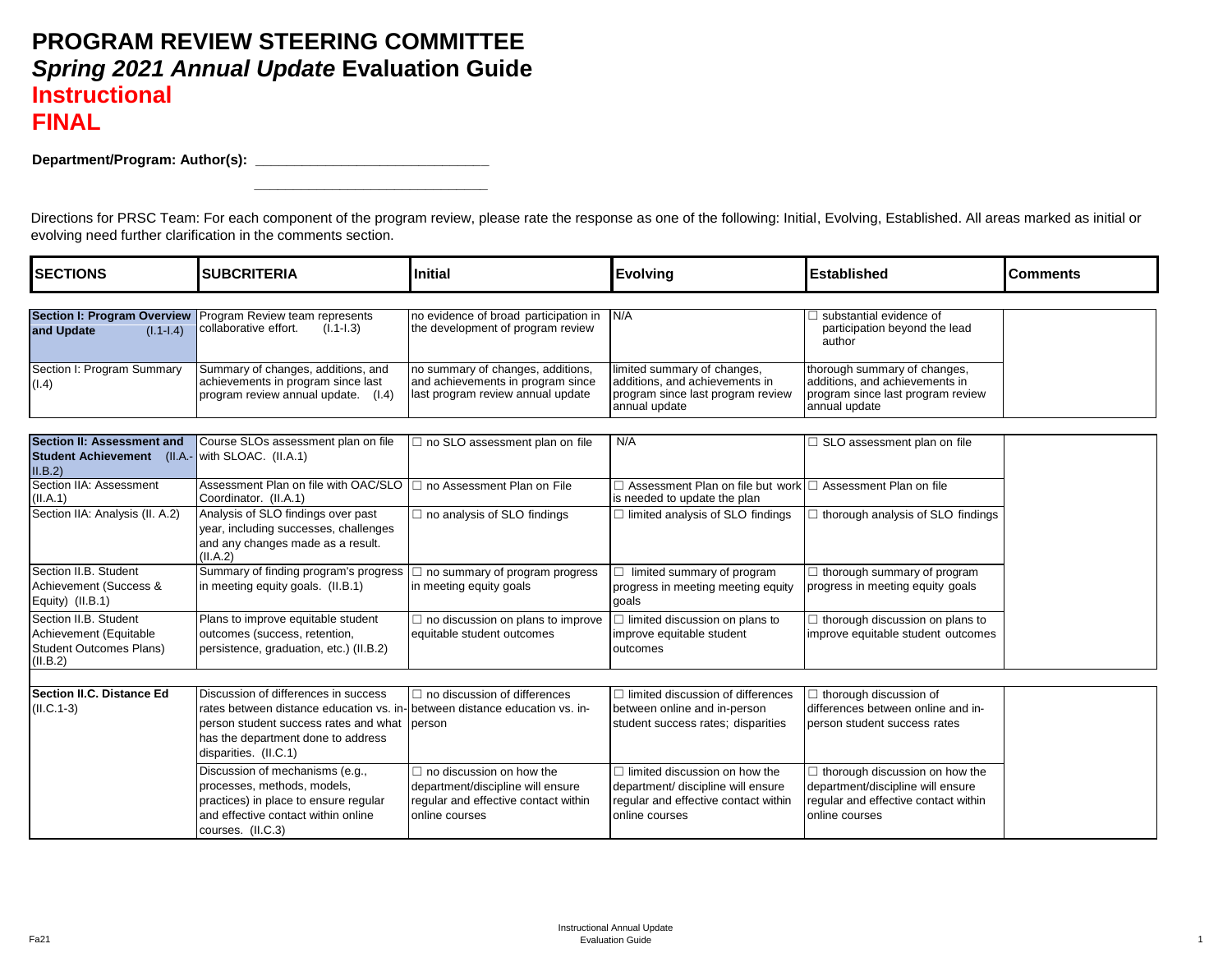# PROGRAM REVIEW STEERING COMMITTEE

## *Spring 2021 Annual Update* Evaluation Guide

## Instructional

## FINAL

**Department/Program: Author(s):** ______________________________

______________________________

Directions for PRSC Team: For each component of the program review, please rate the response as one of the following: Initial, Evolving, Established. All areas marked as initial or evolving need further clarification in the comments section.

| SECTIONS | SUBCRITERIA | Initial | Evolving | Established | Comments |
|---|---|---|---|---|---|
| **Section I: Program Overview and Update** (I.1-I.4) | Program Review team represents collaborative effort. (I.1-I.3) | no evidence of broad participation in the development of program review | N/A | ☐ substantial evidence of participation beyond the lead author | |
| Section I: Program Summary (I.4) | Summary of changes, additions, and achievements in program since last program review annual update. (I.4) | no summary of changes, additions, and achievements in program since last program review annual update | limited summary of changes, additions, and achievements in program since last program review annual update | thorough summary of changes, additions, and achievements in program since last program review annual update | |
| **Section II: Assessment and Student Achievement** (II.A.-II.B.2) | Course SLOs assessment plan on file with SLOAC. (II.A.1) | ☐ no SLO assessment plan on file | N/A | ☐ SLO assessment plan on file | |
| Section IIA: Assessment (II.A.1) | Assessment Plan on file with OAC/SLO Coordinator. (II.A.1) | ☐ no Assessment Plan on File | ☐ Assessment Plan on file but work is needed to update the plan | ☐ Assessment Plan on file | |
| Section IIA: Analysis (II. A.2) | Analysis of SLO findings over past year, including successes, challenges and any changes made as a result. (II.A.2) | ☐ no analysis of SLO findings | ☐ limited analysis of SLO findings | ☐ thorough analysis of SLO findings | |
| Section II.B. Student Achievement (Success & Equity) (II.B.1) | Summary of finding program's progress in meeting equity goals. (II.B.1) | ☐ no summary of program progress in meeting equity goals | ☐ limited summary of program progress in meeting meeting equity goals | ☐ thorough summary of program progress in meeting equity goals | |
| Section II.B. Student Achievement (Equitable Student Outcomes Plans) (II.B.2) | Plans to improve equitable student outcomes (success, retention, persistence, graduation, etc.) (II.B.2) | ☐ no discussion on plans to improve equitable student outcomes | ☐ limited discussion on plans to improve equitable student outcomes | ☐ thorough discussion on plans to improve equitable student outcomes | |
| **Section II.C. Distance Ed** (II.C.1-3) | Discussion of differences in success rates between distance education vs. in-person student success rates and what has the department done to address disparities. (II.C.1) | ☐ no discussion of differences between distance education vs. in-person | ☐ limited discussion of differences between online and in-person student success rates; disparities | ☐ thorough discussion of differences between online and in-person student success rates | |
| | Discussion of mechanisms (e.g., processes, methods, models, practices) in place to ensure regular and effective contact within online courses. (II.C.3) | ☐ no discussion on how the department/discipline will ensure regular and effective contact within online courses | ☐ limited discussion on how the department/ discipline will ensure regular and effective contact within online courses | ☐ thorough discussion on how the department/discipline will ensure regular and effective contact within online courses | |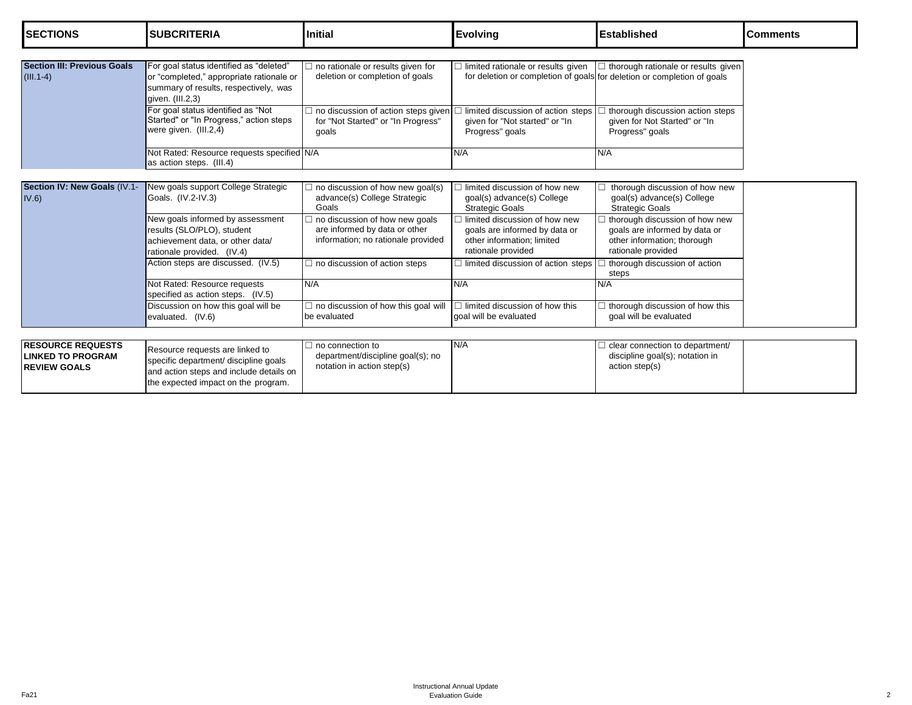| SECTIONS | SUBCRITERIA | Initial | Evolving | Established | Comments |
|---|---|---|---|---|---|
| **Section III: Previous Goals** (III.1-4) | For goal status identified as "deleted" or "completed," appropriate rationale or summary of results, respectively, was given. (III.2,3) | ☐ no rationale or results given for deletion or completion of goals | ☐ limited rationale or results given for deletion or completion of goals | ☐ thorough rationale or results given for deletion or completion of goals | |
| | For goal status identified as "Not Started" or "In Progress," action steps were given. (III.2,4) | ☐ no discussion of action steps given for "Not Started" or "In Progress" goals | ☐ limited discussion of action steps given for "Not started" or "In Progress" goals | ☐ thorough discussion action steps given for Not Started" or "In Progress" goals | |
| | Not Rated: Resource requests specified as action steps. (III.4) | N/A | N/A | N/A | |
| **Section IV: New Goals** (IV.1-IV.6) | New goals support College Strategic Goals. (IV.2-IV.3) | ☐ no discussion of how new goal(s) advance(s) College Strategic Goals | ☐ limited discussion of how new goal(s) advance(s) College Strategic Goals | ☐ thorough discussion of how new goal(s) advance(s) College Strategic Goals | |
| | New goals informed by assessment results (SLO/PLO), student achievement data, or other data/ rationale provided. (IV.4) | ☐ no discussion of how new goals are informed by data or other information; no rationale provided | ☐ limited discussion of how new goals are informed by data or other information; limited rationale provided | ☐ thorough discussion of how new goals are informed by data or other information; thorough rationale provided | |
| | Action steps are discussed. (IV.5) | ☐ no discussion of action steps | ☐ limited discussion of action steps | ☐ thorough discussion of action steps | |
| | Not Rated: Resource requests specified as action steps. (IV.5) | N/A | N/A | N/A | |
| | Discussion on how this goal will be evaluated. (IV.6) | ☐ no discussion of how this goal will be evaluated | ☐ limited discussion of how this goal will be evaluated | ☐ thorough discussion of how this goal will be evaluated | |
| **RESOURCE REQUESTS LINKED TO PROGRAM REVIEW GOALS** | Resource requests are linked to specific department/ discipline goals and action steps and include details on the expected impact on the program. | ☐ no connection to department/discipline goal(s); no notation in action step(s) | N/A | ☐ clear connection to department/ discipline goal(s); notation in action step(s) | |

Fa21

Instructional Annual Update
Evaluation Guide